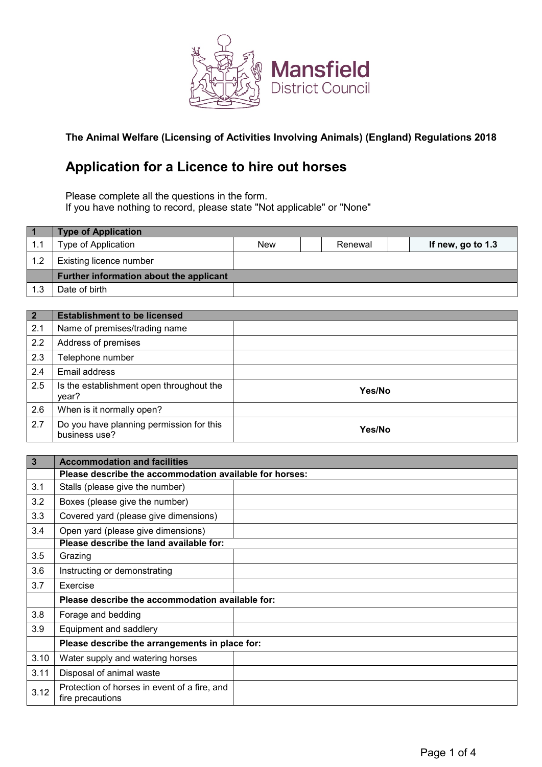Mansfield District Council

**The Animal Welfare (Licensing of Activities Involving Animals) (England) Regulations 2018**

# Application for a Licence to hire out horses

Please complete all the questions in the form.
If you have nothing to record, please state "Not applicable" or "None"

| 1 | Type of Application | | | | | |
|---|---|---|---|---|---|---|
| 1.1 | Type of Application | New | | Renewal | | **If new, go to 1.3** |
| 1.2 | Existing licence number | | | | | |
| | **Further information about the applicant** | | | | | |
| 1.3 | Date of birth | | | | | |

| 2 | Establishment to be licensed | |
|---|---|---|
| 2.1 | Name of premises/trading name | |
| 2.2 | Address of premises | |
| 2.3 | Telephone number | |
| 2.4 | Email address | |
| 2.5 | Is the establishment open throughout the year? | **Yes/No** |
| 2.6 | When is it normally open? | |
| 2.7 | Do you have planning permission for this business use? | **Yes/No** |

| 3 | Accommodation and facilities | |
|---|---|---|
| | **Please describe the accommodation available for horses:** | |
| 3.1 | Stalls (please give the number) | |
| 3.2 | Boxes (please give the number) | |
| 3.3 | Covered yard (please give dimensions) | |
| 3.4 | Open yard (please give dimensions) | |
| | **Please describe the land available for:** | |
| 3.5 | Grazing | |
| 3.6 | Instructing or demonstrating | |
| 3.7 | Exercise | |
| | **Please describe the accommodation available for:** | |
| 3.8 | Forage and bedding | |
| 3.9 | Equipment and saddlery | |
| | **Please describe the arrangements in place for:** | |
| 3.10 | Water supply and watering horses | |
| 3.11 | Disposal of animal waste | |
| 3.12 | Protection of horses in event of a fire, and fire precautions | |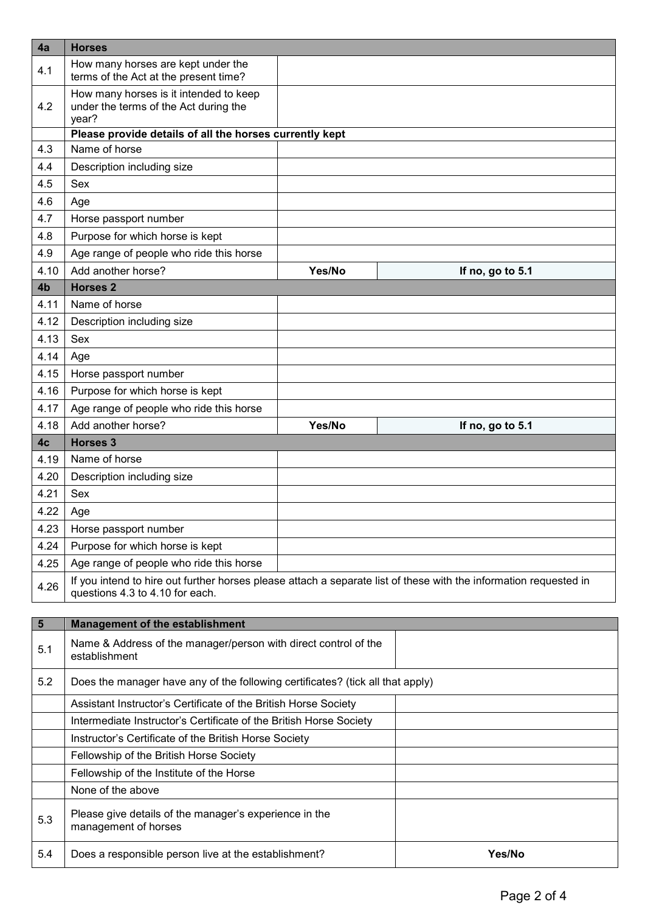| 4a | Horses | | |
|---|---|---|---|
| 4.1 | How many horses are kept under the terms of the Act at the present time? | | |
| 4.2 | How many horses is it intended to keep under the terms of the Act during the year? | | |
| | **Please provide details of all the horses currently kept** | | |
| 4.3 | Name of horse | | |
| 4.4 | Description including size | | |
| 4.5 | Sex | | |
| 4.6 | Age | | |
| 4.7 | Horse passport number | | |
| 4.8 | Purpose for which horse is kept | | |
| 4.9 | Age range of people who ride this horse | | |
| 4.10 | Add another horse? | **Yes/No** | **If no, go to 5.1** |
| **4b** | **Horses 2** | | |
| 4.11 | Name of horse | | |
| 4.12 | Description including size | | |
| 4.13 | Sex | | |
| 4.14 | Age | | |
| 4.15 | Horse passport number | | |
| 4.16 | Purpose for which horse is kept | | |
| 4.17 | Age range of people who ride this horse | | |
| 4.18 | Add another horse? | **Yes/No** | **If no, go to 5.1** |
| **4c** | **Horses 3** | | |
| 4.19 | Name of horse | | |
| 4.20 | Description including size | | |
| 4.21 | Sex | | |
| 4.22 | Age | | |
| 4.23 | Horse passport number | | |
| 4.24 | Purpose for which horse is kept | | |
| 4.25 | Age range of people who ride this horse | | |
| 4.26 | If you intend to hire out further horses please attach a separate list of these with the information requested in questions 4.3 to 4.10 for each. | | |

| 5 | Management of the establishment | |
|---|---|---|
| 5.1 | Name & Address of the manager/person with direct control of the establishment | |
| 5.2 | Does the manager have any of the following certificates? (tick all that apply) | |
| | Assistant Instructor's Certificate of the British Horse Society | |
| | Intermediate Instructor's Certificate of the British Horse Society | |
| | Instructor's Certificate of the British Horse Society | |
| | Fellowship of the British Horse Society | |
| | Fellowship of the Institute of the Horse | |
| | None of the above | |
| 5.3 | Please give details of the manager's experience in the management of horses | |
| 5.4 | Does a responsible person live at the establishment? | **Yes/No** |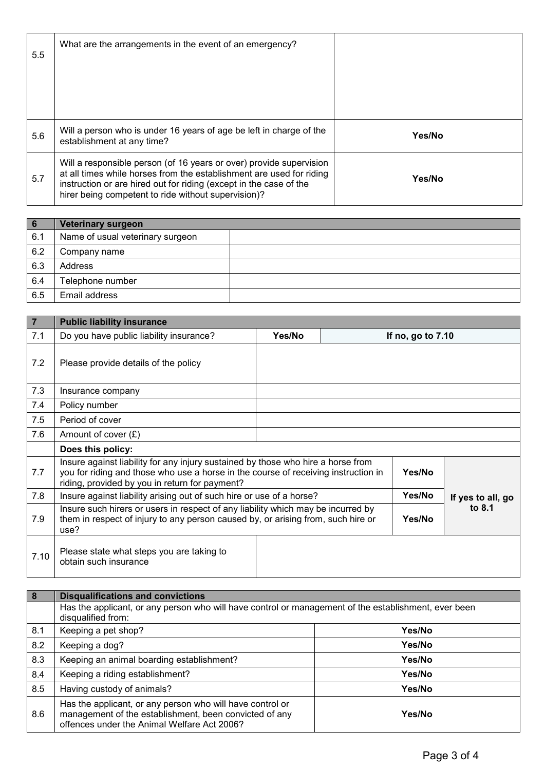| | | |
|---|---|---|
| 5.5 | What are the arrangements in the event of an emergency? | |
| 5.6 | Will a person who is under 16 years of age be left in charge of the establishment at any time? | **Yes/No** |
| 5.7 | Will a responsible person (of 16 years or over) provide supervision at all times while horses from the establishment are used for riding instruction or are hired out for riding (except in the case of the hirer being competent to ride without supervision)? | **Yes/No** |

| **6** | **Veterinary surgeon** | |
|---|---|---|
| 6.1 | Name of usual veterinary surgeon | |
| 6.2 | Company name | |
| 6.3 | Address | |
| 6.4 | Telephone number | |
| 6.5 | Email address | |

| **7** | **Public liability insurance** | | |
|---|---|---|---|
| 7.1 | Do you have public liability insurance? | **Yes/No** | **If no, go to 7.10** |
| 7.2 | Please provide details of the policy | | |
| 7.3 | Insurance company | | |
| 7.4 | Policy number | | |
| 7.5 | Period of cover | | |
| 7.6 | Amount of cover (£) | | |
| | **Does this policy:** | | |
| 7.7 | Insure against liability for any injury sustained by those who hire a horse from you for riding and those who use a horse in the course of receiving instruction in riding, provided by you in return for payment? | **Yes/No** | **If yes to all, go to 8.1** |
| 7.8 | Insure against liability arising out of such hire or use of a horse? | **Yes/No** | |
| 7.9 | Insure such hirers or users in respect of any liability which may be incurred by them in respect of injury to any person caused by, or arising from, such hire or use? | **Yes/No** | |
| 7.10 | Please state what steps you are taking to obtain such insurance | | |

| **8** | **Disqualifications and convictions** | |
|---|---|---|
| | Has the applicant, or any person who will have control or management of the establishment, ever been disqualified from: | |
| 8.1 | Keeping a pet shop? | **Yes/No** |
| 8.2 | Keeping a dog? | **Yes/No** |
| 8.3 | Keeping an animal boarding establishment? | **Yes/No** |
| 8.4 | Keeping a riding establishment? | **Yes/No** |
| 8.5 | Having custody of animals? | **Yes/No** |
| 8.6 | Has the applicant, or any person who will have control or management of the establishment, been convicted of any offences under the Animal Welfare Act 2006? | **Yes/No** |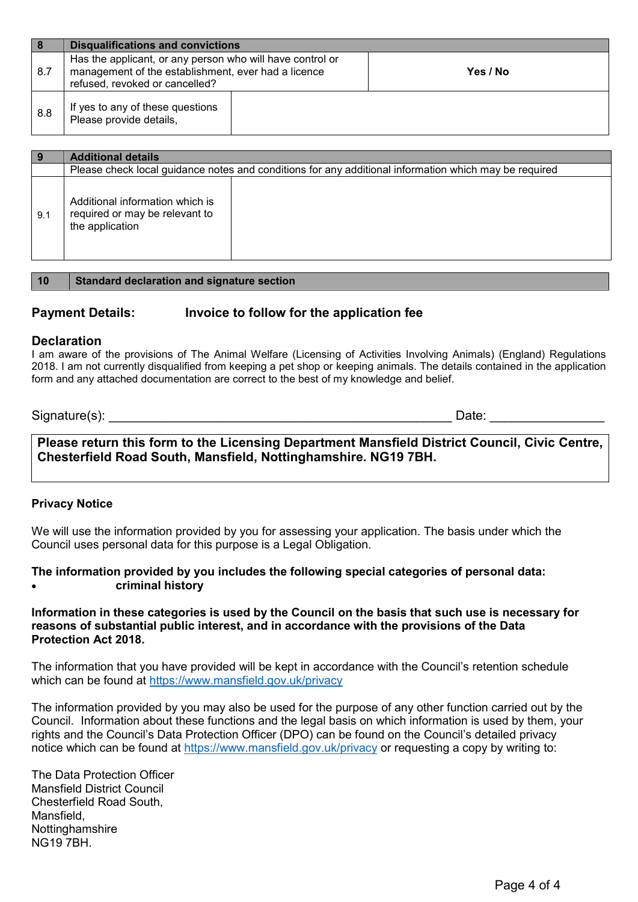| 8 | Disqualifications and convictions | | |
|---|---|---|---|
| 8.7 | Has the applicant, or any person who will have control or management of the establishment, ever had a licence refused, revoked or cancelled? | | **Yes / No** |
| 8.8 | If yes to any of these questions Please provide details, | | |

| 9 | Additional details | |
|---|---|---|
| | Please check local guidance notes and conditions for any additional information which may be required | |
| 9.1 | Additional information which is required or may be relevant to the application | |

| 10 | Standard declaration and signature section |
|---|---|

### Payment Details: Invoice to follow for the application fee

### Declaration

I am aware of the provisions of The Animal Welfare (Licensing of Activities Involving Animals) (England) Regulations 2018. I am not currently disqualified from keeping a pet shop or keeping animals. The details contained in the application form and any attached documentation are correct to the best of my knowledge and belief.

Signature(s): ___________________________________________________ Date: ________________

**Please return this form to the Licensing Department Mansfield District Council, Civic Centre, Chesterfield Road South, Mansfield, Nottinghamshire. NG19 7BH.**

**Privacy Notice**

We will use the information provided by you for assessing your application. The basis under which the Council uses personal data for this purpose is a Legal Obligation.

**The information provided by you includes the following special categories of personal data:**

- **criminal history**

**Information in these categories is used by the Council on the basis that such use is necessary for reasons of substantial public interest, and in accordance with the provisions of the Data Protection Act 2018.**

The information that you have provided will be kept in accordance with the Council's retention schedule which can be found at https://www.mansfield.gov.uk/privacy

The information provided by you may also be used for the purpose of any other function carried out by the Council. Information about these functions and the legal basis on which information is used by them, your rights and the Council's Data Protection Officer (DPO) can be found on the Council's detailed privacy notice which can be found at https://www.mansfield.gov.uk/privacy or requesting a copy by writing to:

The Data Protection Officer
Mansfield District Council
Chesterfield Road South,
Mansfield,
Nottinghamshire
NG19 7BH.